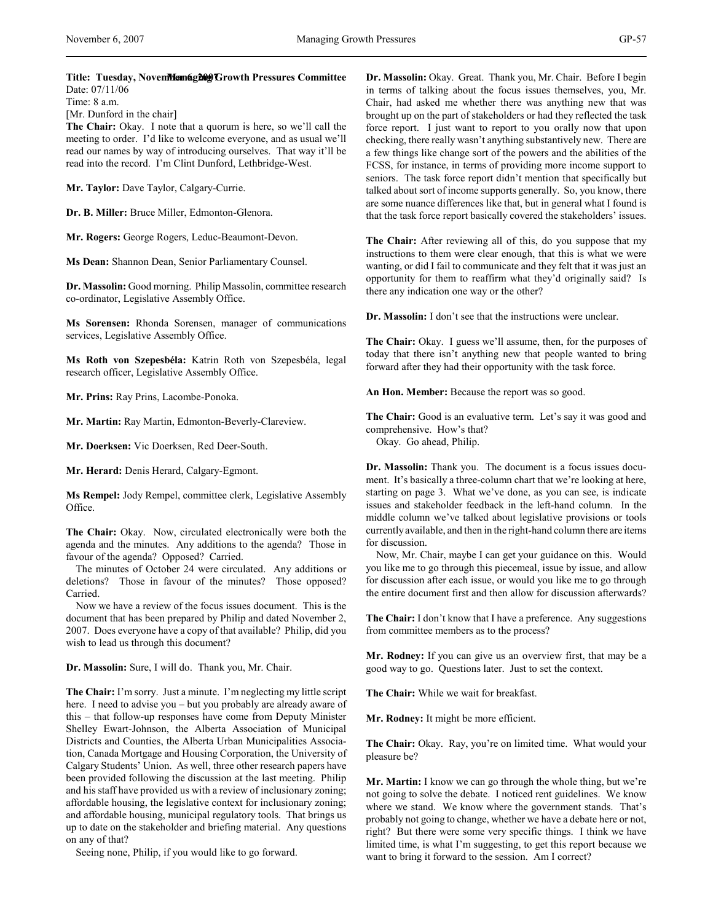**Title: Tuesday, November 6, 2007 Managing Growth Pressures Committee**
Date: 07/11/06
Time: 8 a.m.
[Mr. Dunford in the chair]

**The Chair:** Okay. I note that a quorum is here, so we'll call the meeting to order. I'd like to welcome everyone, and as usual we'll read our names by way of introducing ourselves. That way it'll be read into the record. I'm Clint Dunford, Lethbridge-West.

**Mr. Taylor:** Dave Taylor, Calgary-Currie.

**Dr. B. Miller:** Bruce Miller, Edmonton-Glenora.

**Mr. Rogers:** George Rogers, Leduc-Beaumont-Devon.

**Ms Dean:** Shannon Dean, Senior Parliamentary Counsel.

**Dr. Massolin:** Good morning. Philip Massolin, committee research co-ordinator, Legislative Assembly Office.

**Ms Sorensen:** Rhonda Sorensen, manager of communications services, Legislative Assembly Office.

**Ms Roth von Szepesbéla:** Katrin Roth von Szepesbéla, legal research officer, Legislative Assembly Office.

**Mr. Prins:** Ray Prins, Lacombe-Ponoka.

**Mr. Martin:** Ray Martin, Edmonton-Beverly-Clareview.

**Mr. Doerksen:** Vic Doerksen, Red Deer-South.

**Mr. Herard:** Denis Herard, Calgary-Egmont.

**Ms Rempel:** Jody Rempel, committee clerk, Legislative Assembly Office.

**The Chair:** Okay. Now, circulated electronically were both the agenda and the minutes. Any additions to the agenda? Those in favour of the agenda? Opposed? Carried.

The minutes of October 24 were circulated. Any additions or deletions? Those in favour of the minutes? Those opposed? Carried.

Now we have a review of the focus issues document. This is the document that has been prepared by Philip and dated November 2, 2007. Does everyone have a copy of that available? Philip, did you wish to lead us through this document?

**Dr. Massolin:** Sure, I will do. Thank you, Mr. Chair.

**The Chair:** I'm sorry. Just a minute. I'm neglecting my little script here. I need to advise you – but you probably are already aware of this – that follow-up responses have come from Deputy Minister Shelley Ewart-Johnson, the Alberta Association of Municipal Districts and Counties, the Alberta Urban Municipalities Association, Canada Mortgage and Housing Corporation, the University of Calgary Students' Union. As well, three other research papers have been provided following the discussion at the last meeting. Philip and his staff have provided us with a review of inclusionary zoning; affordable housing, the legislative context for inclusionary zoning; and affordable housing, municipal regulatory tools. That brings us up to date on the stakeholder and briefing material. Any questions on any of that?

Seeing none, Philip, if you would like to go forward.

**Dr. Massolin:** Okay. Great. Thank you, Mr. Chair. Before I begin in terms of talking about the focus issues themselves, you, Mr. Chair, had asked me whether there was anything new that was brought up on the part of stakeholders or had they reflected the task force report. I just want to report to you orally now that upon checking, there really wasn't anything substantively new. There are a few things like change sort of the powers and the abilities of the FCSS, for instance, in terms of providing more income support to seniors. The task force report didn't mention that specifically but talked about sort of income supports generally. So, you know, there are some nuance differences like that, but in general what I found is that the task force report basically covered the stakeholders' issues.

**The Chair:** After reviewing all of this, do you suppose that my instructions to them were clear enough, that this is what we were wanting, or did I fail to communicate and they felt that it was just an opportunity for them to reaffirm what they'd originally said? Is there any indication one way or the other?

**Dr. Massolin:** I don't see that the instructions were unclear.

**The Chair:** Okay. I guess we'll assume, then, for the purposes of today that there isn't anything new that people wanted to bring forward after they had their opportunity with the task force.

**An Hon. Member:** Because the report was so good.

**The Chair:** Good is an evaluative term. Let's say it was good and comprehensive. How's that?

Okay. Go ahead, Philip.

**Dr. Massolin:** Thank you. The document is a focus issues document. It's basically a three-column chart that we're looking at here, starting on page 3. What we've done, as you can see, is indicate issues and stakeholder feedback in the left-hand column. In the middle column we've talked about legislative provisions or tools currently available, and then in the right-hand column there are items for discussion.

Now, Mr. Chair, maybe I can get your guidance on this. Would you like me to go through this piecemeal, issue by issue, and allow for discussion after each issue, or would you like me to go through the entire document first and then allow for discussion afterwards?

**The Chair:** I don't know that I have a preference. Any suggestions from committee members as to the process?

**Mr. Rodney:** If you can give us an overview first, that may be a good way to go. Questions later. Just to set the context.

**The Chair:** While we wait for breakfast.

**Mr. Rodney:** It might be more efficient.

**The Chair:** Okay. Ray, you're on limited time. What would your pleasure be?

**Mr. Martin:** I know we can go through the whole thing, but we're not going to solve the debate. I noticed rent guidelines. We know where we stand. We know where the government stands. That's probably not going to change, whether we have a debate here or not, right? But there were some very specific things. I think we have limited time, is what I'm suggesting, to get this report because we want to bring it forward to the session. Am I correct?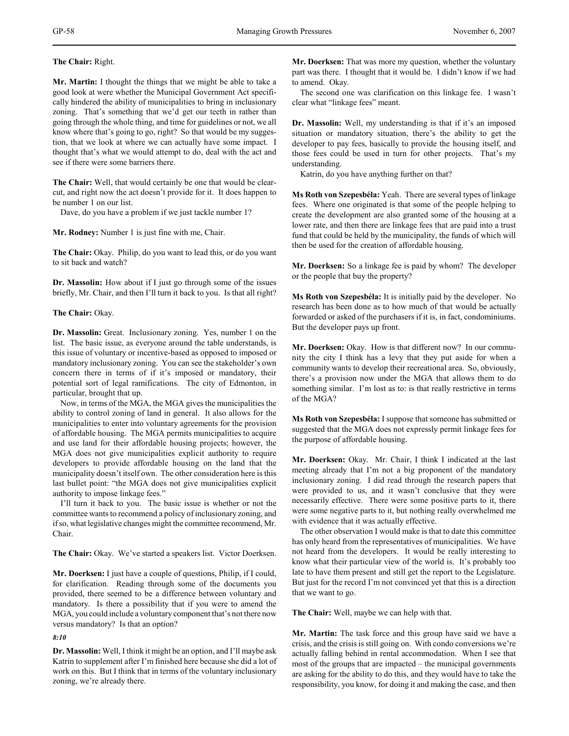**The Chair:** Right.

**Mr. Martin:** I thought the things that we might be able to take a good look at were whether the Municipal Government Act specifically hindered the ability of municipalities to bring in inclusionary zoning. That's something that we'd get our teeth in rather than going through the whole thing, and time for guidelines or not, we all know where that's going to go, right? So that would be my suggestion, that we look at where we can actually have some impact. I thought that's what we would attempt to do, deal with the act and see if there were some barriers there.

**The Chair:** Well, that would certainly be one that would be clear-cut, and right now the act doesn't provide for it. It does happen to be number 1 on our list.

Dave, do you have a problem if we just tackle number 1?

**Mr. Rodney:** Number 1 is just fine with me, Chair.

**The Chair:** Okay. Philip, do you want to lead this, or do you want to sit back and watch?

**Dr. Massolin:** How about if I just go through some of the issues briefly, Mr. Chair, and then I'll turn it back to you. Is that all right?

**The Chair:** Okay.

**Dr. Massolin:** Great. Inclusionary zoning. Yes, number 1 on the list. The basic issue, as everyone around the table understands, is this issue of voluntary or incentive-based as opposed to imposed or mandatory inclusionary zoning. You can see the stakeholder's own concern there in terms of if it's imposed or mandatory, their potential sort of legal ramifications. The city of Edmonton, in particular, brought that up.

Now, in terms of the MGA, the MGA gives the municipalities the ability to control zoning of land in general. It also allows for the municipalities to enter into voluntary agreements for the provision of affordable housing. The MGA permits municipalities to acquire and use land for their affordable housing projects; however, the MGA does not give municipalities explicit authority to require developers to provide affordable housing on the land that the municipality doesn't itself own. The other consideration here is this last bullet point: "the MGA does not give municipalities explicit authority to impose linkage fees."

I'll turn it back to you. The basic issue is whether or not the committee wants to recommend a policy of inclusionary zoning, and if so, what legislative changes might the committee recommend, Mr. Chair.

**The Chair:** Okay. We've started a speakers list. Victor Doerksen.

**Mr. Doerksen:** I just have a couple of questions, Philip, if I could, for clarification. Reading through some of the documents you provided, there seemed to be a difference between voluntary and mandatory. Is there a possibility that if you were to amend the MGA, you could include a voluntary component that's not there now versus mandatory? Is that an option?

*8:10*

**Dr. Massolin:** Well, I think it might be an option, and I'll maybe ask Katrin to supplement after I'm finished here because she did a lot of work on this. But I think that in terms of the voluntary inclusionary zoning, we're already there.

**Mr. Doerksen:** That was more my question, whether the voluntary part was there. I thought that it would be. I didn't know if we had to amend. Okay.

The second one was clarification on this linkage fee. I wasn't clear what "linkage fees" meant.

**Dr. Massolin:** Well, my understanding is that if it's an imposed situation or mandatory situation, there's the ability to get the developer to pay fees, basically to provide the housing itself, and those fees could be used in turn for other projects. That's my understanding.

Katrin, do you have anything further on that?

**Ms Roth von Szepesbéla:** Yeah. There are several types of linkage fees. Where one originated is that some of the people helping to create the development are also granted some of the housing at a lower rate, and then there are linkage fees that are paid into a trust fund that could be held by the municipality, the funds of which will then be used for the creation of affordable housing.

**Mr. Doerksen:** So a linkage fee is paid by whom? The developer or the people that buy the property?

**Ms Roth von Szepesbéla:** It is initially paid by the developer. No research has been done as to how much of that would be actually forwarded or asked of the purchasers if it is, in fact, condominiums. But the developer pays up front.

**Mr. Doerksen:** Okay. How is that different now? In our community the city I think has a levy that they put aside for when a community wants to develop their recreational area. So, obviously, there's a provision now under the MGA that allows them to do something similar. I'm lost as to: is that really restrictive in terms of the MGA?

**Ms Roth von Szepesbéla:** I suppose that someone has submitted or suggested that the MGA does not expressly permit linkage fees for the purpose of affordable housing.

**Mr. Doerksen:** Okay. Mr. Chair, I think I indicated at the last meeting already that I'm not a big proponent of the mandatory inclusionary zoning. I did read through the research papers that were provided to us, and it wasn't conclusive that they were necessarily effective. There were some positive parts to it, there were some negative parts to it, but nothing really overwhelmed me with evidence that it was actually effective.

The other observation I would make is that to date this committee has only heard from the representatives of municipalities. We have not heard from the developers. It would be really interesting to know what their particular view of the world is. It's probably too late to have them present and still get the report to the Legislature. But just for the record I'm not convinced yet that this is a direction that we want to go.

**The Chair:** Well, maybe we can help with that.

**Mr. Martin:** The task force and this group have said we have a crisis, and the crisis is still going on. With condo conversions we're actually falling behind in rental accommodation. When I see that most of the groups that are impacted – the municipal governments are asking for the ability to do this, and they would have to take the responsibility, you know, for doing it and making the case, and then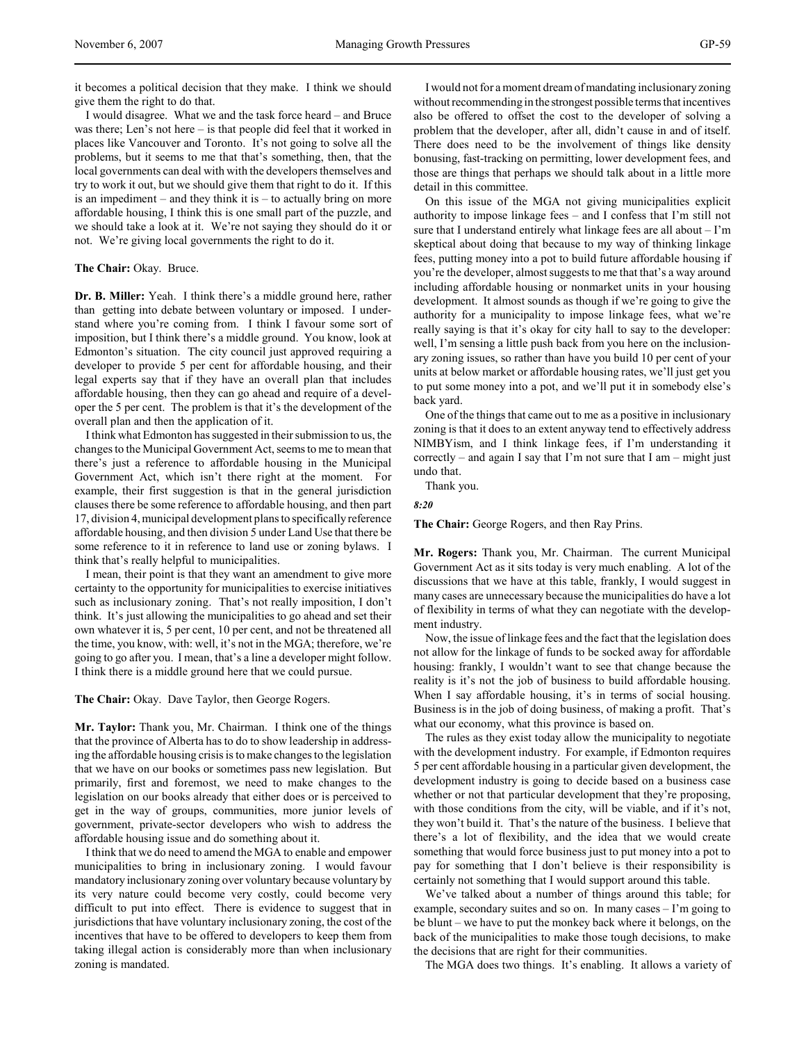it becomes a political decision that they make. I think we should give them the right to do that.

I would disagree. What we and the task force heard – and Bruce was there; Len's not here – is that people did feel that it worked in places like Vancouver and Toronto. It's not going to solve all the problems, but it seems to me that that's something, then, that the local governments can deal with with the developers themselves and try to work it out, but we should give them that right to do it. If this is an impediment – and they think it is – to actually bring on more affordable housing, I think this is one small part of the puzzle, and we should take a look at it. We're not saying they should do it or not. We're giving local governments the right to do it.

**The Chair:** Okay. Bruce.

**Dr. B. Miller:** Yeah. I think there's a middle ground here, rather than getting into debate between voluntary or imposed. I understand where you're coming from. I think I favour some sort of imposition, but I think there's a middle ground. You know, look at Edmonton's situation. The city council just approved requiring a developer to provide 5 per cent for affordable housing, and their legal experts say that if they have an overall plan that includes affordable housing, then they can go ahead and require of a developer the 5 per cent. The problem is that it's the development of the overall plan and then the application of it.

I think what Edmonton has suggested in their submission to us, the changes to the Municipal Government Act, seems to me to mean that there's just a reference to affordable housing in the Municipal Government Act, which isn't there right at the moment. For example, their first suggestion is that in the general jurisdiction clauses there be some reference to affordable housing, and then part 17, division 4, municipal development plans to specifically reference affordable housing, and then division 5 under Land Use that there be some reference to it in reference to land use or zoning bylaws. I think that's really helpful to municipalities.

I mean, their point is that they want an amendment to give more certainty to the opportunity for municipalities to exercise initiatives such as inclusionary zoning. That's not really imposition, I don't think. It's just allowing the municipalities to go ahead and set their own whatever it is, 5 per cent, 10 per cent, and not be threatened all the time, you know, with: well, it's not in the MGA; therefore, we're going to go after you. I mean, that's a line a developer might follow. I think there is a middle ground here that we could pursue.

**The Chair:** Okay. Dave Taylor, then George Rogers.

**Mr. Taylor:** Thank you, Mr. Chairman. I think one of the things that the province of Alberta has to do to show leadership in addressing the affordable housing crisis is to make changes to the legislation that we have on our books or sometimes pass new legislation. But primarily, first and foremost, we need to make changes to the legislation on our books already that either does or is perceived to get in the way of groups, communities, more junior levels of government, private-sector developers who wish to address the affordable housing issue and do something about it.

I think that we do need to amend the MGA to enable and empower municipalities to bring in inclusionary zoning. I would favour mandatory inclusionary zoning over voluntary because voluntary by its very nature could become very costly, could become very difficult to put into effect. There is evidence to suggest that in jurisdictions that have voluntary inclusionary zoning, the cost of the incentives that have to be offered to developers to keep them from taking illegal action is considerably more than when inclusionary zoning is mandated.

I would not for a moment dream of mandating inclusionary zoning without recommending in the strongest possible terms that incentives also be offered to offset the cost to the developer of solving a problem that the developer, after all, didn't cause in and of itself. There does need to be the involvement of things like density bonusing, fast-tracking on permitting, lower development fees, and those are things that perhaps we should talk about in a little more detail in this committee.

On this issue of the MGA not giving municipalities explicit authority to impose linkage fees – and I confess that I'm still not sure that I understand entirely what linkage fees are all about – I'm skeptical about doing that because to my way of thinking linkage fees, putting money into a pot to build future affordable housing if you're the developer, almost suggests to me that that's a way around including affordable housing or nonmarket units in your housing development. It almost sounds as though if we're going to give the authority for a municipality to impose linkage fees, what we're really saying is that it's okay for city hall to say to the developer: well, I'm sensing a little push back from you here on the inclusionary zoning issues, so rather than have you build 10 per cent of your units at below market or affordable housing rates, we'll just get you to put some money into a pot, and we'll put it in somebody else's back yard.

One of the things that came out to me as a positive in inclusionary zoning is that it does to an extent anyway tend to effectively address NIMBYism, and I think linkage fees, if I'm understanding it correctly – and again I say that I'm not sure that I am – might just undo that.

Thank you.

*8:20*

**The Chair:** George Rogers, and then Ray Prins.

**Mr. Rogers:** Thank you, Mr. Chairman. The current Municipal Government Act as it sits today is very much enabling. A lot of the discussions that we have at this table, frankly, I would suggest in many cases are unnecessary because the municipalities do have a lot of flexibility in terms of what they can negotiate with the development industry.

Now, the issue of linkage fees and the fact that the legislation does not allow for the linkage of funds to be socked away for affordable housing: frankly, I wouldn't want to see that change because the reality is it's not the job of business to build affordable housing. When I say affordable housing, it's in terms of social housing. Business is in the job of doing business, of making a profit. That's what our economy, what this province is based on.

The rules as they exist today allow the municipality to negotiate with the development industry. For example, if Edmonton requires 5 per cent affordable housing in a particular given development, the development industry is going to decide based on a business case whether or not that particular development that they're proposing, with those conditions from the city, will be viable, and if it's not, they won't build it. That's the nature of the business. I believe that there's a lot of flexibility, and the idea that we would create something that would force business just to put money into a pot to pay for something that I don't believe is their responsibility is certainly not something that I would support around this table.

We've talked about a number of things around this table; for example, secondary suites and so on. In many cases – I'm going to be blunt – we have to put the monkey back where it belongs, on the back of the municipalities to make those tough decisions, to make the decisions that are right for their communities.

The MGA does two things. It's enabling. It allows a variety of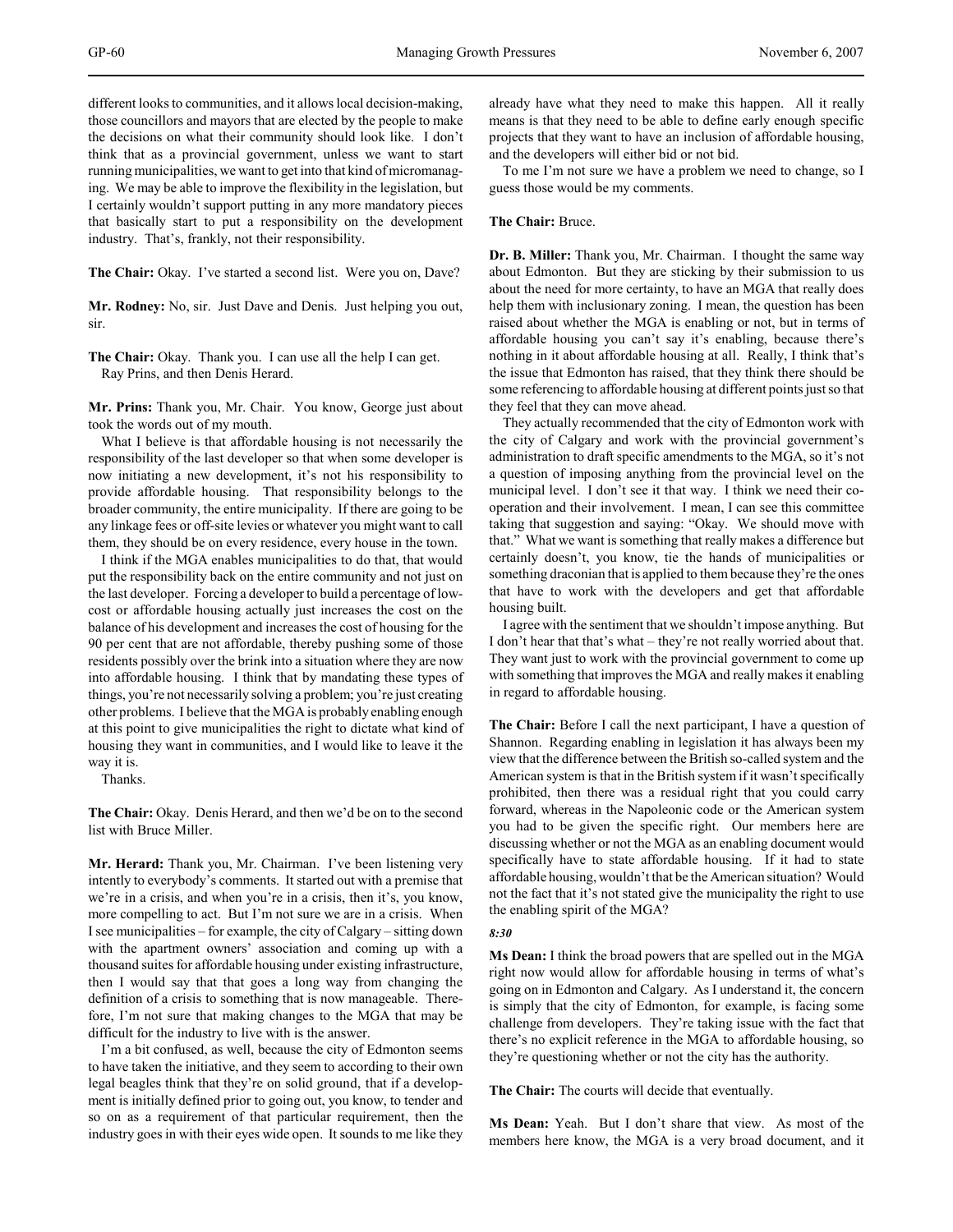different looks to communities, and it allows local decision-making, those councillors and mayors that are elected by the people to make the decisions on what their community should look like. I don't think that as a provincial government, unless we want to start running municipalities, we want to get into that kind of micromanaging. We may be able to improve the flexibility in the legislation, but I certainly wouldn't support putting in any more mandatory pieces that basically start to put a responsibility on the development industry. That's, frankly, not their responsibility.

**The Chair:** Okay. I've started a second list. Were you on, Dave?

**Mr. Rodney:** No, sir. Just Dave and Denis. Just helping you out, sir.

**The Chair:** Okay. Thank you. I can use all the help I can get.
Ray Prins, and then Denis Herard.

**Mr. Prins:** Thank you, Mr. Chair. You know, George just about took the words out of my mouth.

What I believe is that affordable housing is not necessarily the responsibility of the last developer so that when some developer is now initiating a new development, it's not his responsibility to provide affordable housing. That responsibility belongs to the broader community, the entire municipality. If there are going to be any linkage fees or off-site levies or whatever you might want to call them, they should be on every residence, every house in the town.

I think if the MGA enables municipalities to do that, that would put the responsibility back on the entire community and not just on the last developer. Forcing a developer to build a percentage of low-cost or affordable housing actually just increases the cost on the balance of his development and increases the cost of housing for the 90 per cent that are not affordable, thereby pushing some of those residents possibly over the brink into a situation where they are now into affordable housing. I think that by mandating these types of things, you're not necessarily solving a problem; you're just creating other problems. I believe that the MGA is probably enabling enough at this point to give municipalities the right to dictate what kind of housing they want in communities, and I would like to leave it the way it is.

Thanks.

**The Chair:** Okay. Denis Herard, and then we'd be on to the second list with Bruce Miller.

**Mr. Herard:** Thank you, Mr. Chairman. I've been listening very intently to everybody's comments. It started out with a premise that we're in a crisis, and when you're in a crisis, then it's, you know, more compelling to act. But I'm not sure we are in a crisis. When I see municipalities – for example, the city of Calgary – sitting down with the apartment owners' association and coming up with a thousand suites for affordable housing under existing infrastructure, then I would say that that goes a long way from changing the definition of a crisis to something that is now manageable. Therefore, I'm not sure that making changes to the MGA that may be difficult for the industry to live with is the answer.

I'm a bit confused, as well, because the city of Edmonton seems to have taken the initiative, and they seem to according to their own legal beagles think that they're on solid ground, that if a development is initially defined prior to going out, you know, to tender and so on as a requirement of that particular requirement, then the industry goes in with their eyes wide open. It sounds to me like they already have what they need to make this happen. All it really means is that they need to be able to define early enough specific projects that they want to have an inclusion of affordable housing, and the developers will either bid or not bid.

To me I'm not sure we have a problem we need to change, so I guess those would be my comments.

**The Chair:** Bruce.

**Dr. B. Miller:** Thank you, Mr. Chairman. I thought the same way about Edmonton. But they are sticking by their submission to us about the need for more certainty, to have an MGA that really does help them with inclusionary zoning. I mean, the question has been raised about whether the MGA is enabling or not, but in terms of affordable housing you can't say it's enabling, because there's nothing in it about affordable housing at all. Really, I think that's the issue that Edmonton has raised, that they think there should be some referencing to affordable housing at different points just so that they feel that they can move ahead.

They actually recommended that the city of Edmonton work with the city of Calgary and work with the provincial government's administration to draft specific amendments to the MGA, so it's not a question of imposing anything from the provincial level on the municipal level. I don't see it that way. I think we need their co-operation and their involvement. I mean, I can see this committee taking that suggestion and saying: "Okay. We should move with that." What we want is something that really makes a difference but certainly doesn't, you know, tie the hands of municipalities or something draconian that is applied to them because they're the ones that have to work with the developers and get that affordable housing built.

I agree with the sentiment that we shouldn't impose anything. But I don't hear that that's what – they're not really worried about that. They want just to work with the provincial government to come up with something that improves the MGA and really makes it enabling in regard to affordable housing.

**The Chair:** Before I call the next participant, I have a question of Shannon. Regarding enabling in legislation it has always been my view that the difference between the British so-called system and the American system is that in the British system if it wasn't specifically prohibited, then there was a residual right that you could carry forward, whereas in the Napoleonic code or the American system you had to be given the specific right. Our members here are discussing whether or not the MGA as an enabling document would specifically have to state affordable housing. If it had to state affordable housing, wouldn't that be the American situation? Would not the fact that it's not stated give the municipality the right to use the enabling spirit of the MGA?

*8:30*

**Ms Dean:** I think the broad powers that are spelled out in the MGA right now would allow for affordable housing in terms of what's going on in Edmonton and Calgary. As I understand it, the concern is simply that the city of Edmonton, for example, is facing some challenge from developers. They're taking issue with the fact that there's no explicit reference in the MGA to affordable housing, so they're questioning whether or not the city has the authority.

**The Chair:** The courts will decide that eventually.

**Ms Dean:** Yeah. But I don't share that view. As most of the members here know, the MGA is a very broad document, and it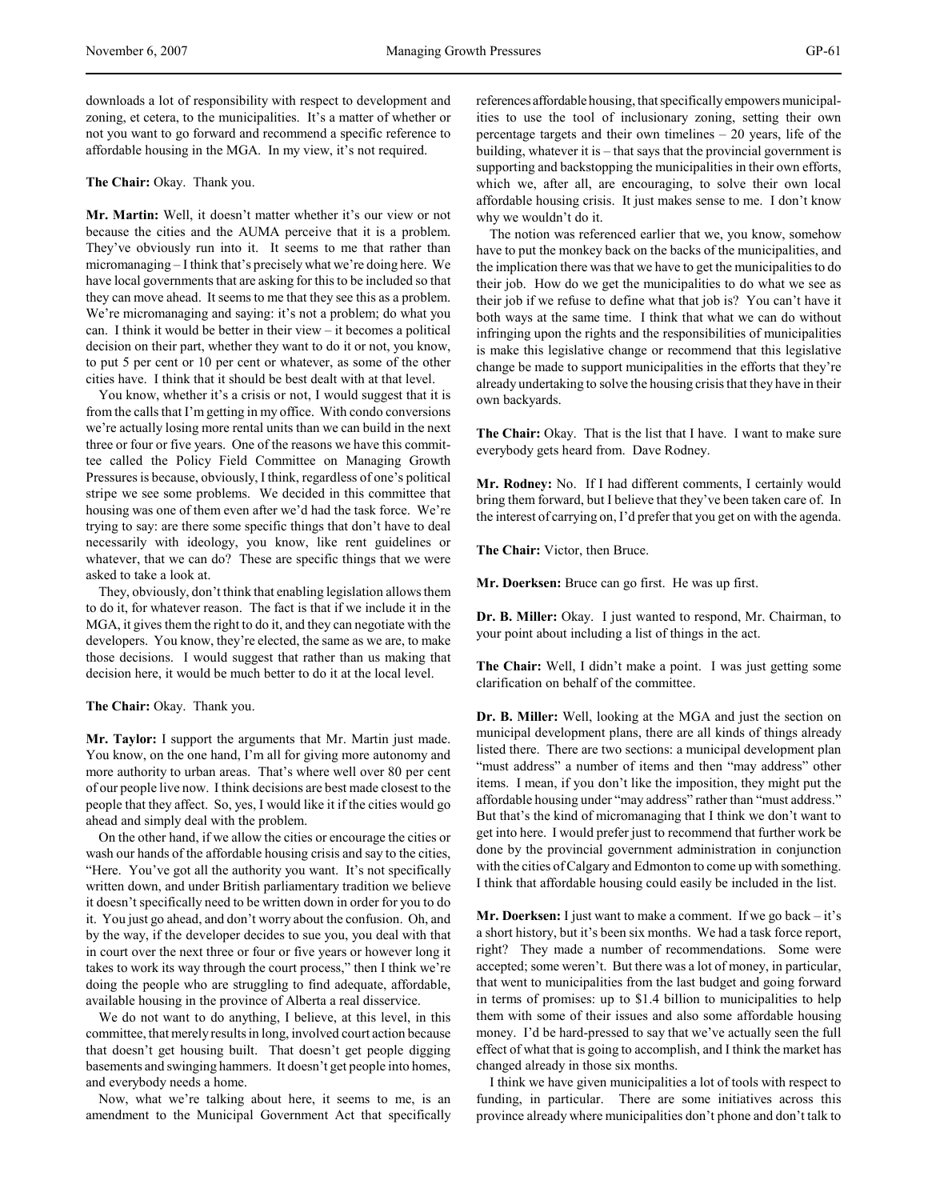downloads a lot of responsibility with respect to development and zoning, et cetera, to the municipalities. It's a matter of whether or not you want to go forward and recommend a specific reference to affordable housing in the MGA. In my view, it's not required.

**The Chair:** Okay. Thank you.

**Mr. Martin:** Well, it doesn't matter whether it's our view or not because the cities and the AUMA perceive that it is a problem. They've obviously run into it. It seems to me that rather than micromanaging – I think that's precisely what we're doing here. We have local governments that are asking for this to be included so that they can move ahead. It seems to me that they see this as a problem. We're micromanaging and saying: it's not a problem; do what you can. I think it would be better in their view – it becomes a political decision on their part, whether they want to do it or not, you know, to put 5 per cent or 10 per cent or whatever, as some of the other cities have. I think that it should be best dealt with at that level.

You know, whether it's a crisis or not, I would suggest that it is from the calls that I'm getting in my office. With condo conversions we're actually losing more rental units than we can build in the next three or four or five years. One of the reasons we have this committee called the Policy Field Committee on Managing Growth Pressures is because, obviously, I think, regardless of one's political stripe we see some problems. We decided in this committee that housing was one of them even after we'd had the task force. We're trying to say: are there some specific things that don't have to deal necessarily with ideology, you know, like rent guidelines or whatever, that we can do? These are specific things that we were asked to take a look at.

They, obviously, don't think that enabling legislation allows them to do it, for whatever reason. The fact is that if we include it in the MGA, it gives them the right to do it, and they can negotiate with the developers. You know, they're elected, the same as we are, to make those decisions. I would suggest that rather than us making that decision here, it would be much better to do it at the local level.

**The Chair:** Okay. Thank you.

**Mr. Taylor:** I support the arguments that Mr. Martin just made. You know, on the one hand, I'm all for giving more autonomy and more authority to urban areas. That's where well over 80 per cent of our people live now. I think decisions are best made closest to the people that they affect. So, yes, I would like it if the cities would go ahead and simply deal with the problem.

On the other hand, if we allow the cities or encourage the cities or wash our hands of the affordable housing crisis and say to the cities, "Here. You've got all the authority you want. It's not specifically written down, and under British parliamentary tradition we believe it doesn't specifically need to be written down in order for you to do it. You just go ahead, and don't worry about the confusion. Oh, and by the way, if the developer decides to sue you, you deal with that in court over the next three or four or five years or however long it takes to work its way through the court process," then I think we're doing the people who are struggling to find adequate, affordable, available housing in the province of Alberta a real disservice.

We do not want to do anything, I believe, at this level, in this committee, that merely results in long, involved court action because that doesn't get housing built. That doesn't get people digging basements and swinging hammers. It doesn't get people into homes, and everybody needs a home.

Now, what we're talking about here, it seems to me, is an amendment to the Municipal Government Act that specifically references affordable housing, that specifically empowers municipalities to use the tool of inclusionary zoning, setting their own percentage targets and their own timelines – 20 years, life of the building, whatever it is – that says that the provincial government is supporting and backstopping the municipalities in their own efforts, which we, after all, are encouraging, to solve their own local affordable housing crisis. It just makes sense to me. I don't know why we wouldn't do it.

The notion was referenced earlier that we, you know, somehow have to put the monkey back on the backs of the municipalities, and the implication there was that we have to get the municipalities to do their job. How do we get the municipalities to do what we see as their job if we refuse to define what that job is? You can't have it both ways at the same time. I think that what we can do without infringing upon the rights and the responsibilities of municipalities is make this legislative change or recommend that this legislative change be made to support municipalities in the efforts that they're already undertaking to solve the housing crisis that they have in their own backyards.

**The Chair:** Okay. That is the list that I have. I want to make sure everybody gets heard from. Dave Rodney.

**Mr. Rodney:** No. If I had different comments, I certainly would bring them forward, but I believe that they've been taken care of. In the interest of carrying on, I'd prefer that you get on with the agenda.

**The Chair:** Victor, then Bruce.

**Mr. Doerksen:** Bruce can go first. He was up first.

**Dr. B. Miller:** Okay. I just wanted to respond, Mr. Chairman, to your point about including a list of things in the act.

**The Chair:** Well, I didn't make a point. I was just getting some clarification on behalf of the committee.

**Dr. B. Miller:** Well, looking at the MGA and just the section on municipal development plans, there are all kinds of things already listed there. There are two sections: a municipal development plan "must address" a number of items and then "may address" other items. I mean, if you don't like the imposition, they might put the affordable housing under "may address" rather than "must address." But that's the kind of micromanaging that I think we don't want to get into here. I would prefer just to recommend that further work be done by the provincial government administration in conjunction with the cities of Calgary and Edmonton to come up with something. I think that affordable housing could easily be included in the list.

**Mr. Doerksen:** I just want to make a comment. If we go back – it's a short history, but it's been six months. We had a task force report, right? They made a number of recommendations. Some were accepted; some weren't. But there was a lot of money, in particular, that went to municipalities from the last budget and going forward in terms of promises: up to $1.4 billion to municipalities to help them with some of their issues and also some affordable housing money. I'd be hard-pressed to say that we've actually seen the full effect of what that is going to accomplish, and I think the market has changed already in those six months.

I think we have given municipalities a lot of tools with respect to funding, in particular. There are some initiatives across this province already where municipalities don't phone and don't talk to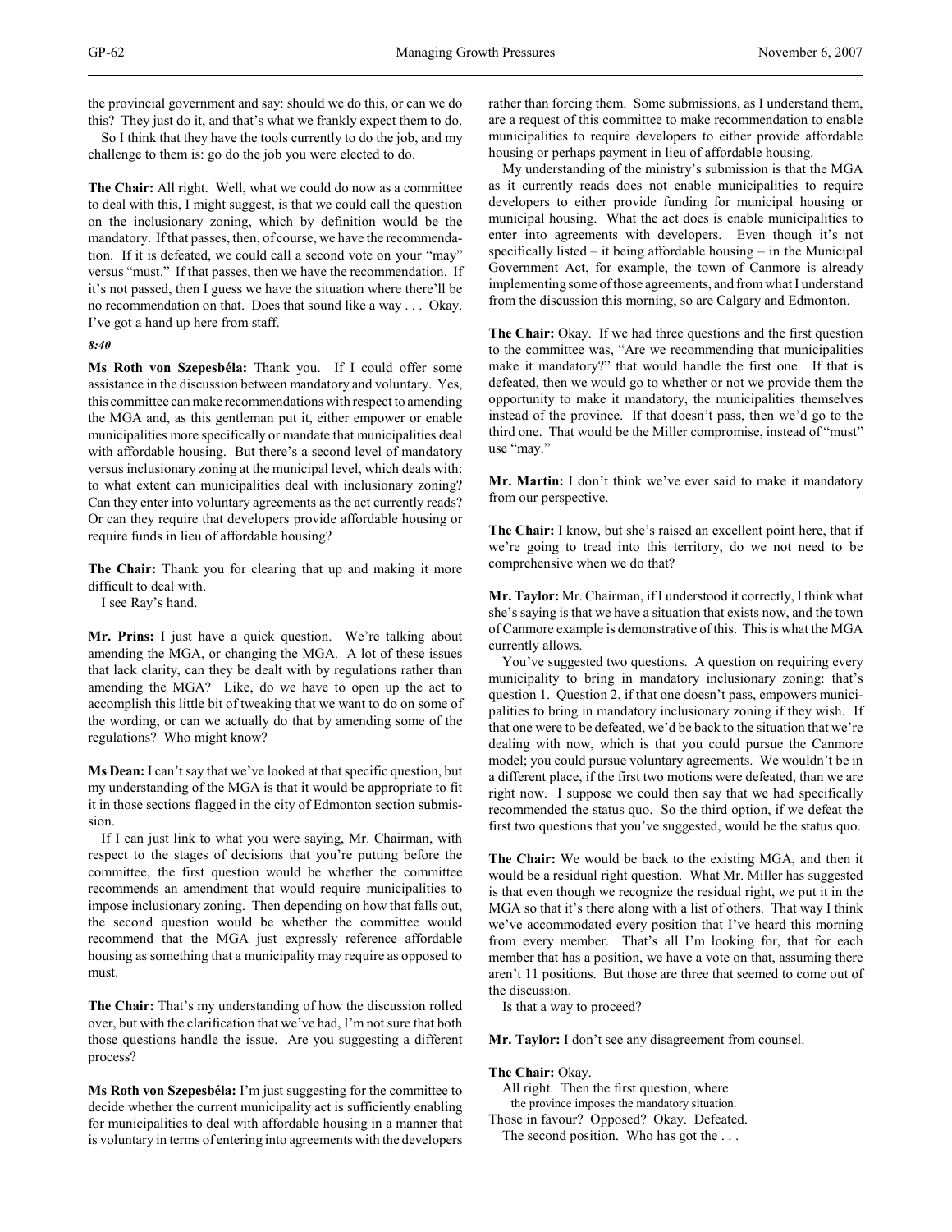the provincial government and say: should we do this, or can we do this? They just do it, and that's what we frankly expect them to do.

So I think that they have the tools currently to do the job, and my challenge to them is: go do the job you were elected to do.

**The Chair:** All right. Well, what we could do now as a committee to deal with this, I might suggest, is that we could call the question on the inclusionary zoning, which by definition would be the mandatory. If that passes, then, of course, we have the recommendation. If it is defeated, we could call a second vote on your "may" versus "must." If that passes, then we have the recommendation. If it's not passed, then I guess we have the situation where there'll be no recommendation on that. Does that sound like a way . . . Okay. I've got a hand up here from staff.

*8:40*

**Ms Roth von Szepesbéla:** Thank you. If I could offer some assistance in the discussion between mandatory and voluntary. Yes, this committee can make recommendations with respect to amending the MGA and, as this gentleman put it, either empower or enable municipalities more specifically or mandate that municipalities deal with affordable housing. But there's a second level of mandatory versus inclusionary zoning at the municipal level, which deals with: to what extent can municipalities deal with inclusionary zoning? Can they enter into voluntary agreements as the act currently reads? Or can they require that developers provide affordable housing or require funds in lieu of affordable housing?

**The Chair:** Thank you for clearing that up and making it more difficult to deal with.

I see Ray's hand.

**Mr. Prins:** I just have a quick question. We're talking about amending the MGA, or changing the MGA. A lot of these issues that lack clarity, can they be dealt with by regulations rather than amending the MGA? Like, do we have to open up the act to accomplish this little bit of tweaking that we want to do on some of the wording, or can we actually do that by amending some of the regulations? Who might know?

**Ms Dean:** I can't say that we've looked at that specific question, but my understanding of the MGA is that it would be appropriate to fit it in those sections flagged in the city of Edmonton section submission.

If I can just link to what you were saying, Mr. Chairman, with respect to the stages of decisions that you're putting before the committee, the first question would be whether the committee recommends an amendment that would require municipalities to impose inclusionary zoning. Then depending on how that falls out, the second question would be whether the committee would recommend that the MGA just expressly reference affordable housing as something that a municipality may require as opposed to must.

**The Chair:** That's my understanding of how the discussion rolled over, but with the clarification that we've had, I'm not sure that both those questions handle the issue. Are you suggesting a different process?

**Ms Roth von Szepesbéla:** I'm just suggesting for the committee to decide whether the current municipality act is sufficiently enabling for municipalities to deal with affordable housing in a manner that is voluntary in terms of entering into agreements with the developers rather than forcing them. Some submissions, as I understand them, are a request of this committee to make recommendation to enable municipalities to require developers to either provide affordable housing or perhaps payment in lieu of affordable housing.

My understanding of the ministry's submission is that the MGA as it currently reads does not enable municipalities to require developers to either provide funding for municipal housing or municipal housing. What the act does is enable municipalities to enter into agreements with developers. Even though it's not specifically listed – it being affordable housing – in the Municipal Government Act, for example, the town of Canmore is already implementing some of those agreements, and from what I understand from the discussion this morning, so are Calgary and Edmonton.

**The Chair:** Okay. If we had three questions and the first question to the committee was, "Are we recommending that municipalities make it mandatory?" that would handle the first one. If that is defeated, then we would go to whether or not we provide them the opportunity to make it mandatory, the municipalities themselves instead of the province. If that doesn't pass, then we'd go to the third one. That would be the Miller compromise, instead of "must" use "may."

**Mr. Martin:** I don't think we've ever said to make it mandatory from our perspective.

**The Chair:** I know, but she's raised an excellent point here, that if we're going to tread into this territory, do we not need to be comprehensive when we do that?

**Mr. Taylor:** Mr. Chairman, if I understood it correctly, I think what she's saying is that we have a situation that exists now, and the town of Canmore example is demonstrative of this. This is what the MGA currently allows.

You've suggested two questions. A question on requiring every municipality to bring in mandatory inclusionary zoning: that's question 1. Question 2, if that one doesn't pass, empowers municipalities to bring in mandatory inclusionary zoning if they wish. If that one were to be defeated, we'd be back to the situation that we're dealing with now, which is that you could pursue the Canmore model; you could pursue voluntary agreements. We wouldn't be in a different place, if the first two motions were defeated, than we are right now. I suppose we could then say that we had specifically recommended the status quo. So the third option, if we defeat the first two questions that you've suggested, would be the status quo.

**The Chair:** We would be back to the existing MGA, and then it would be a residual right question. What Mr. Miller has suggested is that even though we recognize the residual right, we put it in the MGA so that it's there along with a list of others. That way I think we've accommodated every position that I've heard this morning from every member. That's all I'm looking for, that for each member that has a position, we have a vote on that, assuming there aren't 11 positions. But those are three that seemed to come out of the discussion.

Is that a way to proceed?

**Mr. Taylor:** I don't see any disagreement from counsel.

**The Chair:** Okay.

All right. Then the first question, where

> the province imposes the mandatory situation.

Those in favour? Opposed? Okay. Defeated.

The second position. Who has got the . . .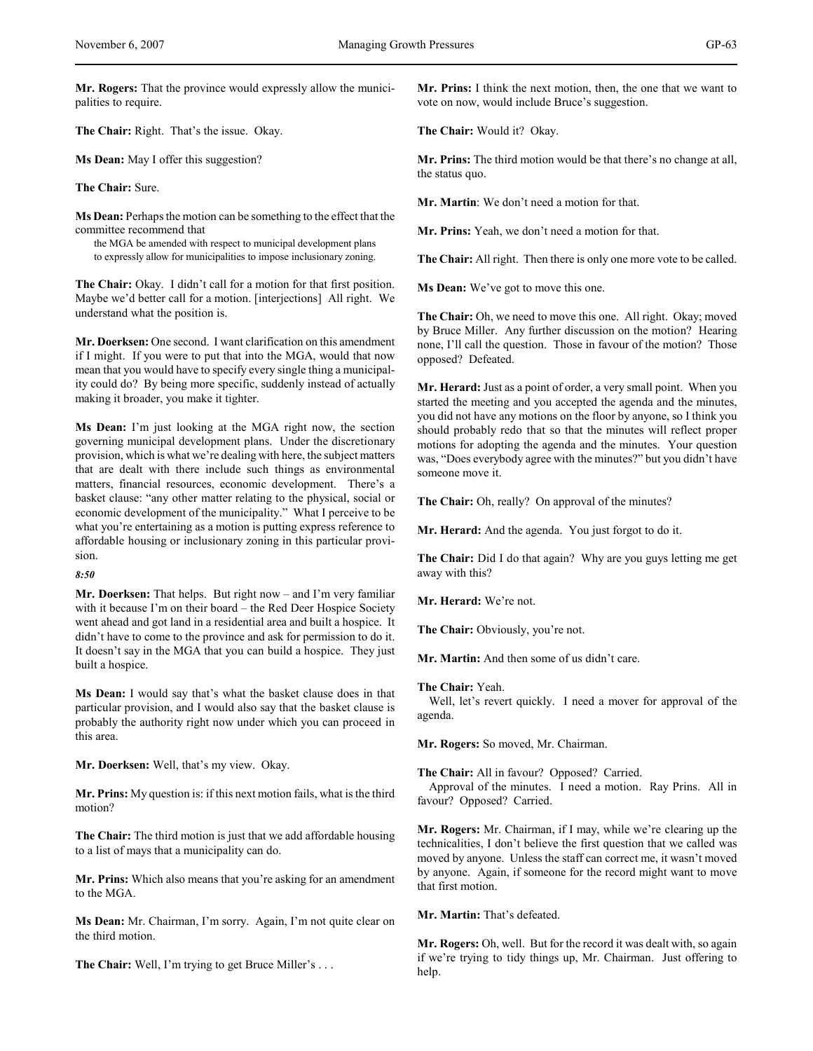**Mr. Rogers:** That the province would expressly allow the municipalities to require.

**The Chair:** Right. That's the issue. Okay.

**Ms Dean:** May I offer this suggestion?

**The Chair:** Sure.

**Ms Dean:** Perhaps the motion can be something to the effect that the committee recommend that

> the MGA be amended with respect to municipal development plans to expressly allow for municipalities to impose inclusionary zoning.

**The Chair:** Okay. I didn't call for a motion for that first position. Maybe we'd better call for a motion. [interjections] All right. We understand what the position is.

**Mr. Doerksen:** One second. I want clarification on this amendment if I might. If you were to put that into the MGA, would that now mean that you would have to specify every single thing a municipality could do? By being more specific, suddenly instead of actually making it broader, you make it tighter.

**Ms Dean:** I'm just looking at the MGA right now, the section governing municipal development plans. Under the discretionary provision, which is what we're dealing with here, the subject matters that are dealt with there include such things as environmental matters, financial resources, economic development. There's a basket clause: "any other matter relating to the physical, social or economic development of the municipality." What I perceive to be what you're entertaining as a motion is putting express reference to affordable housing or inclusionary zoning in this particular provision.

*8:50*

**Mr. Doerksen:** That helps. But right now – and I'm very familiar with it because I'm on their board – the Red Deer Hospice Society went ahead and got land in a residential area and built a hospice. It didn't have to come to the province and ask for permission to do it. It doesn't say in the MGA that you can build a hospice. They just built a hospice.

**Ms Dean:** I would say that's what the basket clause does in that particular provision, and I would also say that the basket clause is probably the authority right now under which you can proceed in this area.

**Mr. Doerksen:** Well, that's my view. Okay.

**Mr. Prins:** My question is: if this next motion fails, what is the third motion?

**The Chair:** The third motion is just that we add affordable housing to a list of mays that a municipality can do.

**Mr. Prins:** Which also means that you're asking for an amendment to the MGA.

**Ms Dean:** Mr. Chairman, I'm sorry. Again, I'm not quite clear on the third motion.

**The Chair:** Well, I'm trying to get Bruce Miller's . . .

**Mr. Prins:** I think the next motion, then, the one that we want to vote on now, would include Bruce's suggestion.

**The Chair:** Would it? Okay.

**Mr. Prins:** The third motion would be that there's no change at all, the status quo.

**Mr. Martin**: We don't need a motion for that.

**Mr. Prins:** Yeah, we don't need a motion for that.

**The Chair:** All right. Then there is only one more vote to be called.

**Ms Dean:** We've got to move this one.

**The Chair:** Oh, we need to move this one. All right. Okay; moved by Bruce Miller. Any further discussion on the motion? Hearing none, I'll call the question. Those in favour of the motion? Those opposed? Defeated.

**Mr. Herard:** Just as a point of order, a very small point. When you started the meeting and you accepted the agenda and the minutes, you did not have any motions on the floor by anyone, so I think you should probably redo that so that the minutes will reflect proper motions for adopting the agenda and the minutes. Your question was, "Does everybody agree with the minutes?" but you didn't have someone move it.

**The Chair:** Oh, really? On approval of the minutes?

**Mr. Herard:** And the agenda. You just forgot to do it.

**The Chair:** Did I do that again? Why are you guys letting me get away with this?

**Mr. Herard:** We're not.

**The Chair:** Obviously, you're not.

**Mr. Martin:** And then some of us didn't care.

**The Chair:** Yeah.

Well, let's revert quickly. I need a mover for approval of the agenda.

**Mr. Rogers:** So moved, Mr. Chairman.

**The Chair:** All in favour? Opposed? Carried.

Approval of the minutes. I need a motion. Ray Prins. All in favour? Opposed? Carried.

**Mr. Rogers:** Mr. Chairman, if I may, while we're clearing up the technicalities, I don't believe the first question that we called was moved by anyone. Unless the staff can correct me, it wasn't moved by anyone. Again, if someone for the record might want to move that first motion.

**Mr. Martin:** That's defeated.

**Mr. Rogers:** Oh, well. But for the record it was dealt with, so again if we're trying to tidy things up, Mr. Chairman. Just offering to help.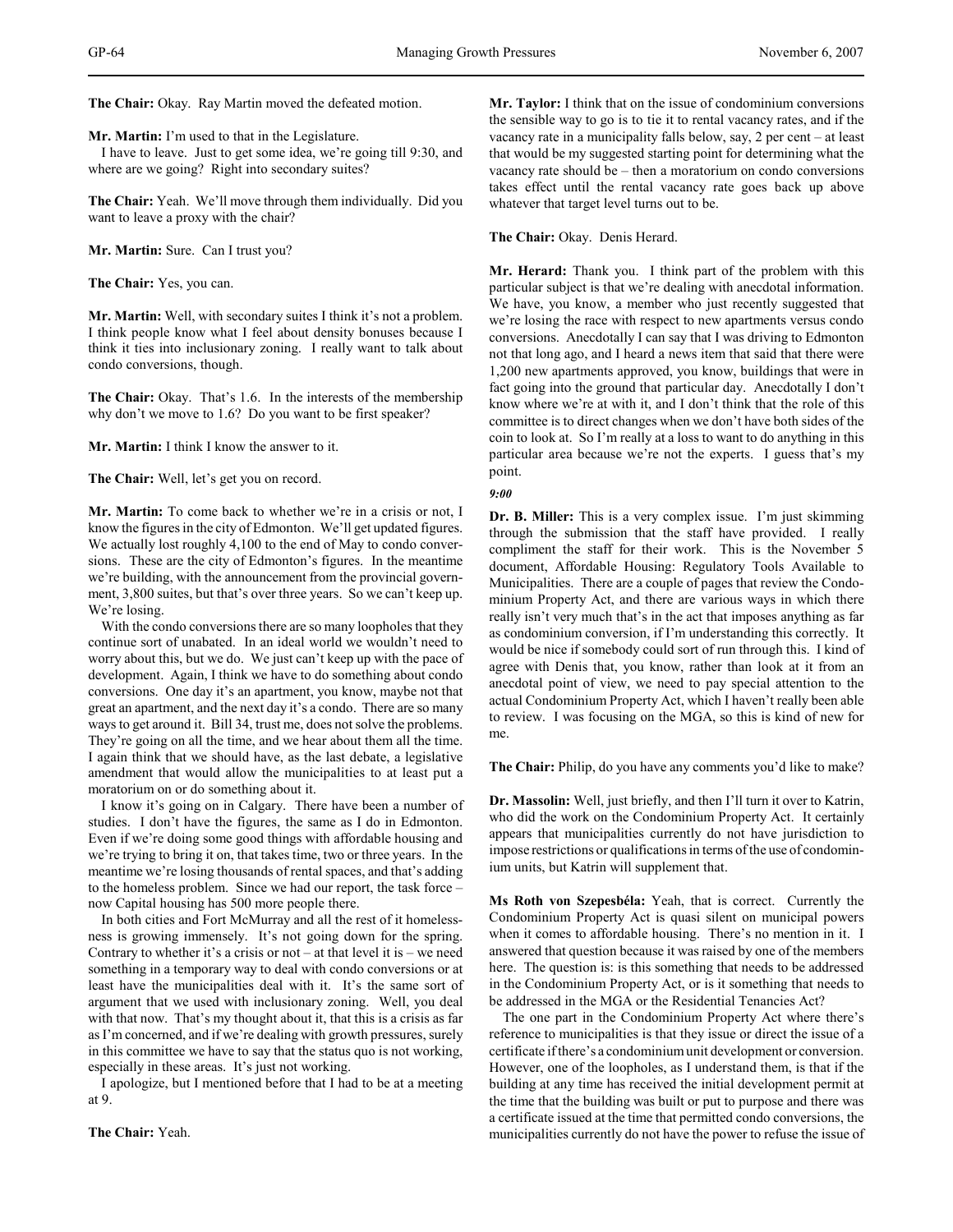**The Chair:** Okay. Ray Martin moved the defeated motion.

**Mr. Martin:** I'm used to that in the Legislature.

I have to leave. Just to get some idea, we're going till 9:30, and where are we going? Right into secondary suites?

**The Chair:** Yeah. We'll move through them individually. Did you want to leave a proxy with the chair?

**Mr. Martin:** Sure. Can I trust you?

**The Chair:** Yes, you can.

**Mr. Martin:** Well, with secondary suites I think it's not a problem. I think people know what I feel about density bonuses because I think it ties into inclusionary zoning. I really want to talk about condo conversions, though.

**The Chair:** Okay. That's 1.6. In the interests of the membership why don't we move to 1.6? Do you want to be first speaker?

**Mr. Martin:** I think I know the answer to it.

**The Chair:** Well, let's get you on record.

**Mr. Martin:** To come back to whether we're in a crisis or not, I know the figures in the city of Edmonton. We'll get updated figures. We actually lost roughly 4,100 to the end of May to condo conversions. These are the city of Edmonton's figures. In the meantime we're building, with the announcement from the provincial government, 3,800 suites, but that's over three years. So we can't keep up. We're losing.

With the condo conversions there are so many loopholes that they continue sort of unabated. In an ideal world we wouldn't need to worry about this, but we do. We just can't keep up with the pace of development. Again, I think we have to do something about condo conversions. One day it's an apartment, you know, maybe not that great an apartment, and the next day it's a condo. There are so many ways to get around it. Bill 34, trust me, does not solve the problems. They're going on all the time, and we hear about them all the time. I again think that we should have, as the last debate, a legislative amendment that would allow the municipalities to at least put a moratorium on or do something about it.

I know it's going on in Calgary. There have been a number of studies. I don't have the figures, the same as I do in Edmonton. Even if we're doing some good things with affordable housing and we're trying to bring it on, that takes time, two or three years. In the meantime we're losing thousands of rental spaces, and that's adding to the homeless problem. Since we had our report, the task force – now Capital housing has 500 more people there.

In both cities and Fort McMurray and all the rest of it homelessness is growing immensely. It's not going down for the spring. Contrary to whether it's a crisis or not – at that level it is – we need something in a temporary way to deal with condo conversions or at least have the municipalities deal with it. It's the same sort of argument that we used with inclusionary zoning. Well, you deal with that now. That's my thought about it, that this is a crisis as far as I'm concerned, and if we're dealing with growth pressures, surely in this committee we have to say that the status quo is not working, especially in these areas. It's just not working.

I apologize, but I mentioned before that I had to be at a meeting at 9.

**The Chair:** Yeah.

**Mr. Taylor:** I think that on the issue of condominium conversions the sensible way to go is to tie it to rental vacancy rates, and if the vacancy rate in a municipality falls below, say, 2 per cent – at least that would be my suggested starting point for determining what the vacancy rate should be – then a moratorium on condo conversions takes effect until the rental vacancy rate goes back up above whatever that target level turns out to be.

**The Chair:** Okay. Denis Herard.

**Mr. Herard:** Thank you. I think part of the problem with this particular subject is that we're dealing with anecdotal information. We have, you know, a member who just recently suggested that we're losing the race with respect to new apartments versus condo conversions. Anecdotally I can say that I was driving to Edmonton not that long ago, and I heard a news item that said that there were 1,200 new apartments approved, you know, buildings that were in fact going into the ground that particular day. Anecdotally I don't know where we're at with it, and I don't think that the role of this committee is to direct changes when we don't have both sides of the coin to look at. So I'm really at a loss to want to do anything in this particular area because we're not the experts. I guess that's my point.

*9:00*

**Dr. B. Miller:** This is a very complex issue. I'm just skimming through the submission that the staff have provided. I really compliment the staff for their work. This is the November 5 document, Affordable Housing: Regulatory Tools Available to Municipalities. There are a couple of pages that review the Condominium Property Act, and there are various ways in which there really isn't very much that's in the act that imposes anything as far as condominium conversion, if I'm understanding this correctly. It would be nice if somebody could sort of run through this. I kind of agree with Denis that, you know, rather than look at it from an anecdotal point of view, we need to pay special attention to the actual Condominium Property Act, which I haven't really been able to review. I was focusing on the MGA, so this is kind of new for me.

**The Chair:** Philip, do you have any comments you'd like to make?

**Dr. Massolin:** Well, just briefly, and then I'll turn it over to Katrin, who did the work on the Condominium Property Act. It certainly appears that municipalities currently do not have jurisdiction to impose restrictions or qualifications in terms of the use of condominium units, but Katrin will supplement that.

**Ms Roth von Szepesbéla:** Yeah, that is correct. Currently the Condominium Property Act is quasi silent on municipal powers when it comes to affordable housing. There's no mention in it. I answered that question because it was raised by one of the members here. The question is: is this something that needs to be addressed in the Condominium Property Act, or is it something that needs to be addressed in the MGA or the Residential Tenancies Act?

The one part in the Condominium Property Act where there's reference to municipalities is that they issue or direct the issue of a certificate if there's a condominium unit development or conversion. However, one of the loopholes, as I understand them, is that if the building at any time has received the initial development permit at the time that the building was built or put to purpose and there was a certificate issued at the time that permitted condo conversions, the municipalities currently do not have the power to refuse the issue of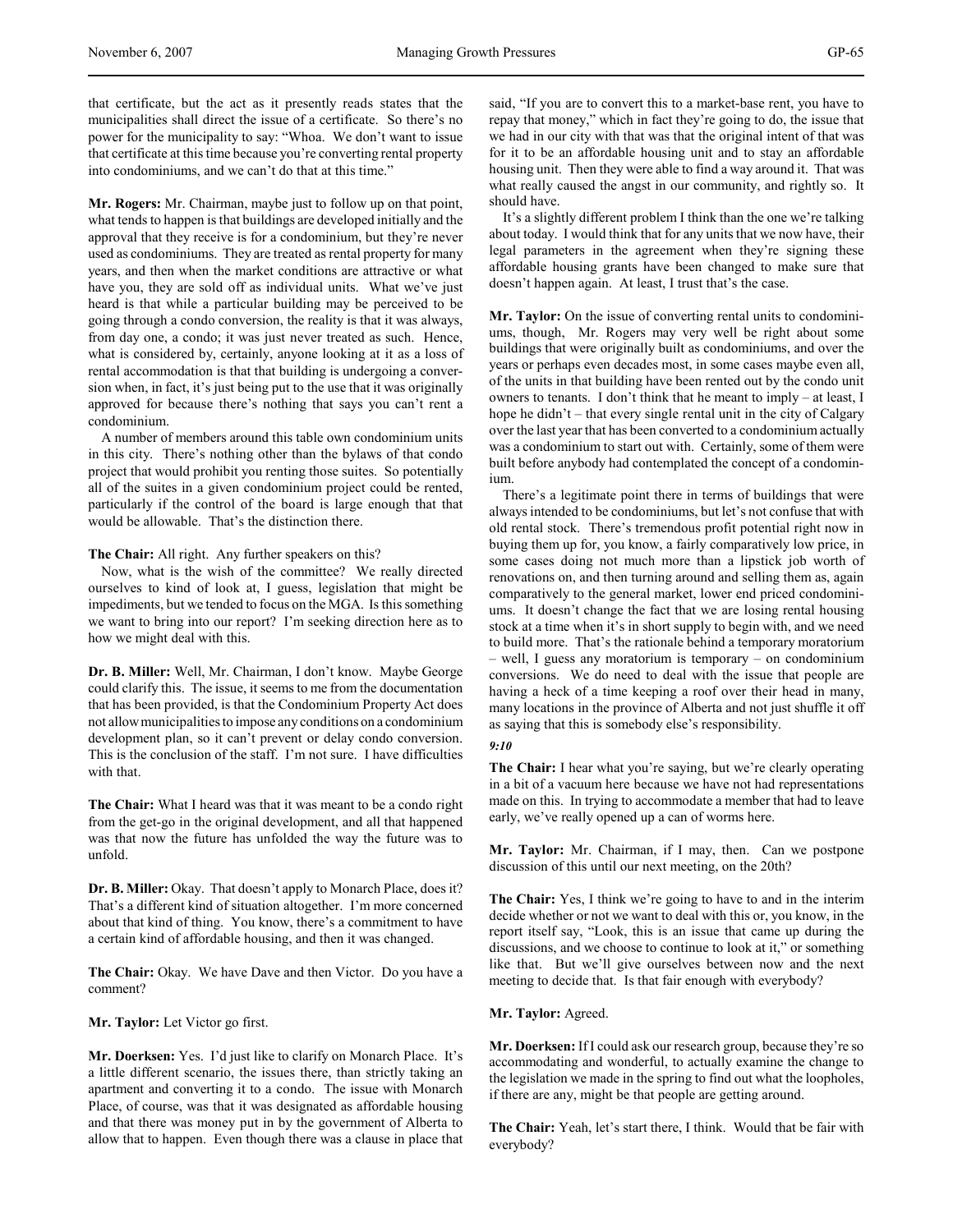that certificate, but the act as it presently reads states that the municipalities shall direct the issue of a certificate. So there's no power for the municipality to say: "Whoa. We don't want to issue that certificate at this time because you're converting rental property into condominiums, and we can't do that at this time."

**Mr. Rogers:** Mr. Chairman, maybe just to follow up on that point, what tends to happen is that buildings are developed initially and the approval that they receive is for a condominium, but they're never used as condominiums. They are treated as rental property for many years, and then when the market conditions are attractive or what have you, they are sold off as individual units. What we've just heard is that while a particular building may be perceived to be going through a condo conversion, the reality is that it was always, from day one, a condo; it was just never treated as such. Hence, what is considered by, certainly, anyone looking at it as a loss of rental accommodation is that that building is undergoing a conversion when, in fact, it's just being put to the use that it was originally approved for because there's nothing that says you can't rent a condominium.

A number of members around this table own condominium units in this city. There's nothing other than the bylaws of that condo project that would prohibit you renting those suites. So potentially all of the suites in a given condominium project could be rented, particularly if the control of the board is large enough that that would be allowable. That's the distinction there.

**The Chair:** All right. Any further speakers on this?

Now, what is the wish of the committee? We really directed ourselves to kind of look at, I guess, legislation that might be impediments, but we tended to focus on the MGA. Is this something we want to bring into our report? I'm seeking direction here as to how we might deal with this.

**Dr. B. Miller:** Well, Mr. Chairman, I don't know. Maybe George could clarify this. The issue, it seems to me from the documentation that has been provided, is that the Condominium Property Act does not allow municipalities to impose any conditions on a condominium development plan, so it can't prevent or delay condo conversion. This is the conclusion of the staff. I'm not sure. I have difficulties with that.

**The Chair:** What I heard was that it was meant to be a condo right from the get-go in the original development, and all that happened was that now the future has unfolded the way the future was to unfold.

**Dr. B. Miller:** Okay. That doesn't apply to Monarch Place, does it? That's a different kind of situation altogether. I'm more concerned about that kind of thing. You know, there's a commitment to have a certain kind of affordable housing, and then it was changed.

**The Chair:** Okay. We have Dave and then Victor. Do you have a comment?

**Mr. Taylor:** Let Victor go first.

**Mr. Doerksen:** Yes. I'd just like to clarify on Monarch Place. It's a little different scenario, the issues there, than strictly taking an apartment and converting it to a condo. The issue with Monarch Place, of course, was that it was designated as affordable housing and that there was money put in by the government of Alberta to allow that to happen. Even though there was a clause in place that said, "If you are to convert this to a market-base rent, you have to repay that money," which in fact they're going to do, the issue that we had in our city with that was that the original intent of that was for it to be an affordable housing unit and to stay an affordable housing unit. Then they were able to find a way around it. That was what really caused the angst in our community, and rightly so. It should have.

It's a slightly different problem I think than the one we're talking about today. I would think that for any units that we now have, their legal parameters in the agreement when they're signing these affordable housing grants have been changed to make sure that doesn't happen again. At least, I trust that's the case.

**Mr. Taylor:** On the issue of converting rental units to condominiums, though, Mr. Rogers may very well be right about some buildings that were originally built as condominiums, and over the years or perhaps even decades most, in some cases maybe even all, of the units in that building have been rented out by the condo unit owners to tenants. I don't think that he meant to imply – at least, I hope he didn't – that every single rental unit in the city of Calgary over the last year that has been converted to a condominium actually was a condominium to start out with. Certainly, some of them were built before anybody had contemplated the concept of a condominium.

There's a legitimate point there in terms of buildings that were always intended to be condominiums, but let's not confuse that with old rental stock. There's tremendous profit potential right now in buying them up for, you know, a fairly comparatively low price, in some cases doing not much more than a lipstick job worth of renovations on, and then turning around and selling them as, again comparatively to the general market, lower end priced condominiums. It doesn't change the fact that we are losing rental housing stock at a time when it's in short supply to begin with, and we need to build more. That's the rationale behind a temporary moratorium – well, I guess any moratorium is temporary – on condominium conversions. We do need to deal with the issue that people are having a heck of a time keeping a roof over their head in many, many locations in the province of Alberta and not just shuffle it off as saying that this is somebody else's responsibility.

*9:10*

**The Chair:** I hear what you're saying, but we're clearly operating in a bit of a vacuum here because we have not had representations made on this. In trying to accommodate a member that had to leave early, we've really opened up a can of worms here.

**Mr. Taylor:** Mr. Chairman, if I may, then. Can we postpone discussion of this until our next meeting, on the 20th?

**The Chair:** Yes, I think we're going to have to and in the interim decide whether or not we want to deal with this or, you know, in the report itself say, "Look, this is an issue that came up during the discussions, and we choose to continue to look at it," or something like that. But we'll give ourselves between now and the next meeting to decide that. Is that fair enough with everybody?

**Mr. Taylor:** Agreed.

**Mr. Doerksen:** If I could ask our research group, because they're so accommodating and wonderful, to actually examine the change to the legislation we made in the spring to find out what the loopholes, if there are any, might be that people are getting around.

**The Chair:** Yeah, let's start there, I think. Would that be fair with everybody?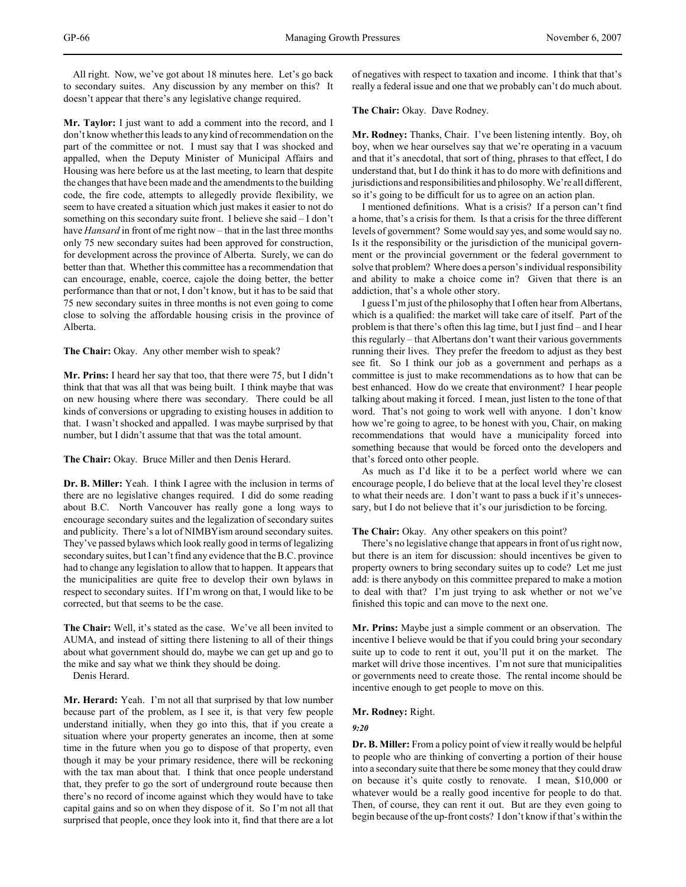All right. Now, we've got about 18 minutes here. Let's go back to secondary suites. Any discussion by any member on this? It doesn't appear that there's any legislative change required.

**Mr. Taylor:** I just want to add a comment into the record, and I don't know whether this leads to any kind of recommendation on the part of the committee or not. I must say that I was shocked and appalled, when the Deputy Minister of Municipal Affairs and Housing was here before us at the last meeting, to learn that despite the changes that have been made and the amendments to the building code, the fire code, attempts to allegedly provide flexibility, we seem to have created a situation which just makes it easier to not do something on this secondary suite front. I believe she said – I don't have *Hansard* in front of me right now – that in the last three months only 75 new secondary suites had been approved for construction, for development across the province of Alberta. Surely, we can do better than that. Whether this committee has a recommendation that can encourage, enable, coerce, cajole the doing better, the better performance than that or not, I don't know, but it has to be said that 75 new secondary suites in three months is not even going to come close to solving the affordable housing crisis in the province of Alberta.

**The Chair:** Okay. Any other member wish to speak?

**Mr. Prins:** I heard her say that too, that there were 75, but I didn't think that that was all that was being built. I think maybe that was on new housing where there was secondary. There could be all kinds of conversions or upgrading to existing houses in addition to that. I wasn't shocked and appalled. I was maybe surprised by that number, but I didn't assume that that was the total amount.

**The Chair:** Okay. Bruce Miller and then Denis Herard.

**Dr. B. Miller:** Yeah. I think I agree with the inclusion in terms of there are no legislative changes required. I did do some reading about B.C. North Vancouver has really gone a long ways to encourage secondary suites and the legalization of secondary suites and publicity. There's a lot of NIMBYism around secondary suites. They've passed bylaws which look really good in terms of legalizing secondary suites, but I can't find any evidence that the B.C. province had to change any legislation to allow that to happen. It appears that the municipalities are quite free to develop their own bylaws in respect to secondary suites. If I'm wrong on that, I would like to be corrected, but that seems to be the case.

**The Chair:** Well, it's stated as the case. We've all been invited to AUMA, and instead of sitting there listening to all of their things about what government should do, maybe we can get up and go to the mike and say what we think they should be doing.

Denis Herard.

**Mr. Herard:** Yeah. I'm not all that surprised by that low number because part of the problem, as I see it, is that very few people understand initially, when they go into this, that if you create a situation where your property generates an income, then at some time in the future when you go to dispose of that property, even though it may be your primary residence, there will be reckoning with the tax man about that. I think that once people understand that, they prefer to go the sort of underground route because then there's no record of income against which they would have to take capital gains and so on when they dispose of it. So I'm not all that surprised that people, once they look into it, find that there are a lot of negatives with respect to taxation and income. I think that that's really a federal issue and one that we probably can't do much about.

**The Chair:** Okay. Dave Rodney.

**Mr. Rodney:** Thanks, Chair. I've been listening intently. Boy, oh boy, when we hear ourselves say that we're operating in a vacuum and that it's anecdotal, that sort of thing, phrases to that effect, I do understand that, but I do think it has to do more with definitions and jurisdictions and responsibilities and philosophy. We're all different, so it's going to be difficult for us to agree on an action plan.

I mentioned definitions. What is a crisis? If a person can't find a home, that's a crisis for them. Is that a crisis for the three different levels of government? Some would say yes, and some would say no. Is it the responsibility or the jurisdiction of the municipal government or the provincial government or the federal government to solve that problem? Where does a person's individual responsibility and ability to make a choice come in? Given that there is an addiction, that's a whole other story.

I guess I'm just of the philosophy that I often hear from Albertans, which is a qualified: the market will take care of itself. Part of the problem is that there's often this lag time, but I just find – and I hear this regularly – that Albertans don't want their various governments running their lives. They prefer the freedom to adjust as they best see fit. So I think our job as a government and perhaps as a committee is just to make recommendations as to how that can be best enhanced. How do we create that environment? I hear people talking about making it forced. I mean, just listen to the tone of that word. That's not going to work well with anyone. I don't know how we're going to agree, to be honest with you, Chair, on making recommendations that would have a municipality forced into something because that would be forced onto the developers and that's forced onto other people.

As much as I'd like it to be a perfect world where we can encourage people, I do believe that at the local level they're closest to what their needs are. I don't want to pass a buck if it's unnecessary, but I do not believe that it's our jurisdiction to be forcing.

**The Chair:** Okay. Any other speakers on this point?

There's no legislative change that appears in front of us right now, but there is an item for discussion: should incentives be given to property owners to bring secondary suites up to code? Let me just add: is there anybody on this committee prepared to make a motion to deal with that? I'm just trying to ask whether or not we've finished this topic and can move to the next one.

**Mr. Prins:** Maybe just a simple comment or an observation. The incentive I believe would be that if you could bring your secondary suite up to code to rent it out, you'll put it on the market. The market will drive those incentives. I'm not sure that municipalities or governments need to create those. The rental income should be incentive enough to get people to move on this.

**Mr. Rodney:** Right.

*9:20*

**Dr. B. Miller:** From a policy point of view it really would be helpful to people who are thinking of converting a portion of their house into a secondary suite that there be some money that they could draw on because it's quite costly to renovate. I mean, $10,000 or whatever would be a really good incentive for people to do that. Then, of course, they can rent it out. But are they even going to begin because of the up-front costs? I don't know if that's within the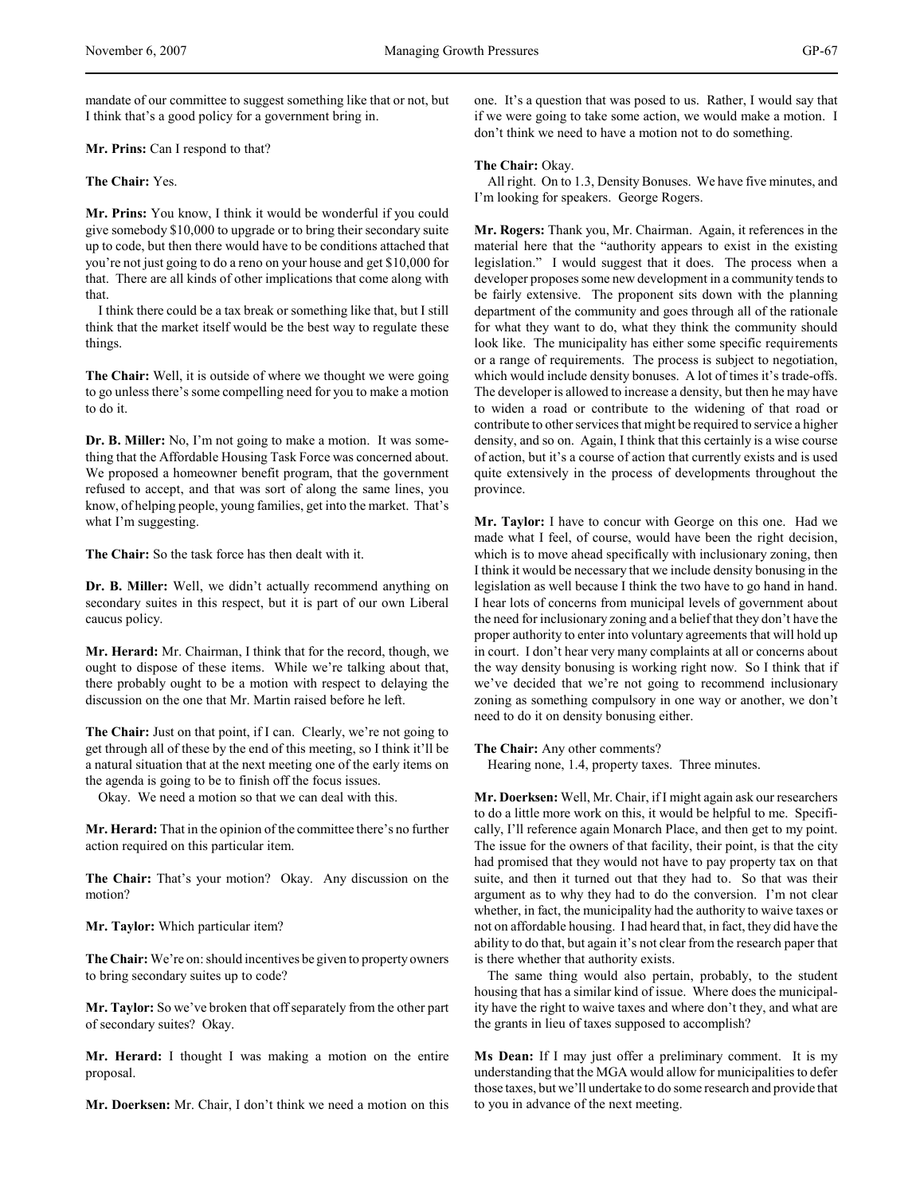mandate of our committee to suggest something like that or not, but I think that's a good policy for a government bring in.

**Mr. Prins:** Can I respond to that?

**The Chair:** Yes.

**Mr. Prins:** You know, I think it would be wonderful if you could give somebody $10,000 to upgrade or to bring their secondary suite up to code, but then there would have to be conditions attached that you're not just going to do a reno on your house and get $10,000 for that. There are all kinds of other implications that come along with that.

I think there could be a tax break or something like that, but I still think that the market itself would be the best way to regulate these things.

**The Chair:** Well, it is outside of where we thought we were going to go unless there's some compelling need for you to make a motion to do it.

**Dr. B. Miller:** No, I'm not going to make a motion. It was something that the Affordable Housing Task Force was concerned about. We proposed a homeowner benefit program, that the government refused to accept, and that was sort of along the same lines, you know, of helping people, young families, get into the market. That's what I'm suggesting.

**The Chair:** So the task force has then dealt with it.

**Dr. B. Miller:** Well, we didn't actually recommend anything on secondary suites in this respect, but it is part of our own Liberal caucus policy.

**Mr. Herard:** Mr. Chairman, I think that for the record, though, we ought to dispose of these items. While we're talking about that, there probably ought to be a motion with respect to delaying the discussion on the one that Mr. Martin raised before he left.

**The Chair:** Just on that point, if I can. Clearly, we're not going to get through all of these by the end of this meeting, so I think it'll be a natural situation that at the next meeting one of the early items on the agenda is going to be to finish off the focus issues.

Okay. We need a motion so that we can deal with this.

**Mr. Herard:** That in the opinion of the committee there's no further action required on this particular item.

**The Chair:** That's your motion? Okay. Any discussion on the motion?

**Mr. Taylor:** Which particular item?

**The Chair:** We're on: should incentives be given to property owners to bring secondary suites up to code?

**Mr. Taylor:** So we've broken that off separately from the other part of secondary suites? Okay.

**Mr. Herard:** I thought I was making a motion on the entire proposal.

**Mr. Doerksen:** Mr. Chair, I don't think we need a motion on this one. It's a question that was posed to us. Rather, I would say that if we were going to take some action, we would make a motion. I don't think we need to have a motion not to do something.

**The Chair:** Okay.

All right. On to 1.3, Density Bonuses. We have five minutes, and I'm looking for speakers. George Rogers.

**Mr. Rogers:** Thank you, Mr. Chairman. Again, it references in the material here that the "authority appears to exist in the existing legislation." I would suggest that it does. The process when a developer proposes some new development in a community tends to be fairly extensive. The proponent sits down with the planning department of the community and goes through all of the rationale for what they want to do, what they think the community should look like. The municipality has either some specific requirements or a range of requirements. The process is subject to negotiation, which would include density bonuses. A lot of times it's trade-offs. The developer is allowed to increase a density, but then he may have to widen a road or contribute to the widening of that road or contribute to other services that might be required to service a higher density, and so on. Again, I think that this certainly is a wise course of action, but it's a course of action that currently exists and is used quite extensively in the process of developments throughout the province.

**Mr. Taylor:** I have to concur with George on this one. Had we made what I feel, of course, would have been the right decision, which is to move ahead specifically with inclusionary zoning, then I think it would be necessary that we include density bonusing in the legislation as well because I think the two have to go hand in hand. I hear lots of concerns from municipal levels of government about the need for inclusionary zoning and a belief that they don't have the proper authority to enter into voluntary agreements that will hold up in court. I don't hear very many complaints at all or concerns about the way density bonusing is working right now. So I think that if we've decided that we're not going to recommend inclusionary zoning as something compulsory in one way or another, we don't need to do it on density bonusing either.

**The Chair:** Any other comments?

Hearing none, 1.4, property taxes. Three minutes.

**Mr. Doerksen:** Well, Mr. Chair, if I might again ask our researchers to do a little more work on this, it would be helpful to me. Specifically, I'll reference again Monarch Place, and then get to my point. The issue for the owners of that facility, their point, is that the city had promised that they would not have to pay property tax on that suite, and then it turned out that they had to. So that was their argument as to why they had to do the conversion. I'm not clear whether, in fact, the municipality had the authority to waive taxes or not on affordable housing. I had heard that, in fact, they did have the ability to do that, but again it's not clear from the research paper that is there whether that authority exists.

The same thing would also pertain, probably, to the student housing that has a similar kind of issue. Where does the municipality have the right to waive taxes and where don't they, and what are the grants in lieu of taxes supposed to accomplish?

**Ms Dean:** If I may just offer a preliminary comment. It is my understanding that the MGA would allow for municipalities to defer those taxes, but we'll undertake to do some research and provide that to you in advance of the next meeting.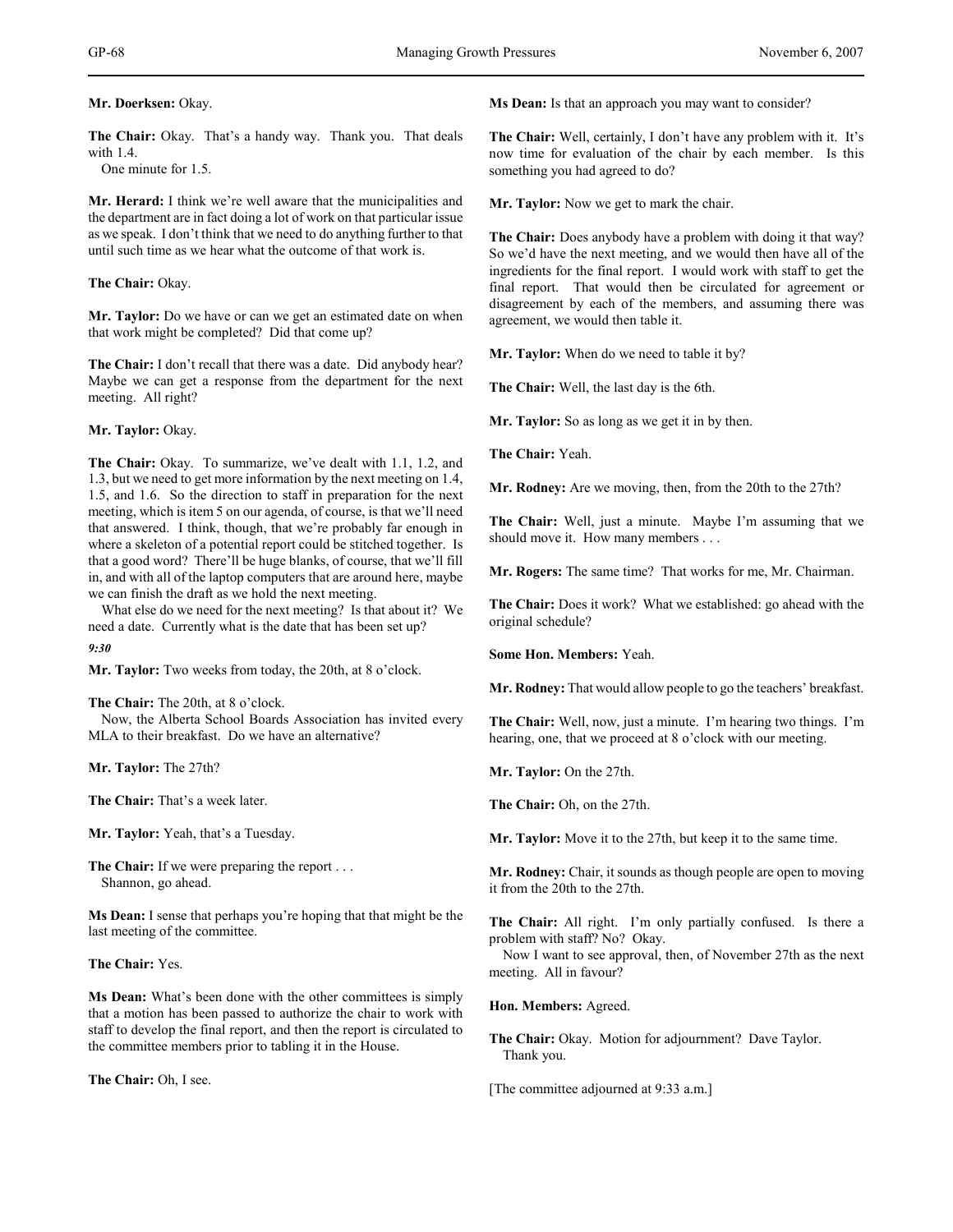**Mr. Doerksen:** Okay.

**The Chair:** Okay. That's a handy way. Thank you. That deals with 1.4.

One minute for 1.5.

**Mr. Herard:** I think we're well aware that the municipalities and the department are in fact doing a lot of work on that particular issue as we speak. I don't think that we need to do anything further to that until such time as we hear what the outcome of that work is.

**The Chair:** Okay.

**Mr. Taylor:** Do we have or can we get an estimated date on when that work might be completed? Did that come up?

**The Chair:** I don't recall that there was a date. Did anybody hear? Maybe we can get a response from the department for the next meeting. All right?

**Mr. Taylor:** Okay.

**The Chair:** Okay. To summarize, we've dealt with 1.1, 1.2, and 1.3, but we need to get more information by the next meeting on 1.4, 1.5, and 1.6. So the direction to staff in preparation for the next meeting, which is item 5 on our agenda, of course, is that we'll need that answered. I think, though, that we're probably far enough in where a skeleton of a potential report could be stitched together. Is that a good word? There'll be huge blanks, of course, that we'll fill in, and with all of the laptop computers that are around here, maybe we can finish the draft as we hold the next meeting.

What else do we need for the next meeting? Is that about it? We need a date. Currently what is the date that has been set up?

*9:30*

**Mr. Taylor:** Two weeks from today, the 20th, at 8 o'clock.

**The Chair:** The 20th, at 8 o'clock.

Now, the Alberta School Boards Association has invited every MLA to their breakfast. Do we have an alternative?

**Mr. Taylor:** The 27th?

**The Chair:** That's a week later.

**Mr. Taylor:** Yeah, that's a Tuesday.

**The Chair:** If we were preparing the report . . .

Shannon, go ahead.

**Ms Dean:** I sense that perhaps you're hoping that that might be the last meeting of the committee.

**The Chair:** Yes.

**Ms Dean:** What's been done with the other committees is simply that a motion has been passed to authorize the chair to work with staff to develop the final report, and then the report is circulated to the committee members prior to tabling it in the House.

**The Chair:** Oh, I see.

**Ms Dean:** Is that an approach you may want to consider?

**The Chair:** Well, certainly, I don't have any problem with it. It's now time for evaluation of the chair by each member. Is this something you had agreed to do?

**Mr. Taylor:** Now we get to mark the chair.

**The Chair:** Does anybody have a problem with doing it that way? So we'd have the next meeting, and we would then have all of the ingredients for the final report. I would work with staff to get the final report. That would then be circulated for agreement or disagreement by each of the members, and assuming there was agreement, we would then table it.

**Mr. Taylor:** When do we need to table it by?

**The Chair:** Well, the last day is the 6th.

**Mr. Taylor:** So as long as we get it in by then.

**The Chair:** Yeah.

**Mr. Rodney:** Are we moving, then, from the 20th to the 27th?

**The Chair:** Well, just a minute. Maybe I'm assuming that we should move it. How many members . . .

**Mr. Rogers:** The same time? That works for me, Mr. Chairman.

**The Chair:** Does it work? What we established: go ahead with the original schedule?

**Some Hon. Members:** Yeah.

**Mr. Rodney:** That would allow people to go the teachers' breakfast.

**The Chair:** Well, now, just a minute. I'm hearing two things. I'm hearing, one, that we proceed at 8 o'clock with our meeting.

**Mr. Taylor:** On the 27th.

**The Chair:** Oh, on the 27th.

**Mr. Taylor:** Move it to the 27th, but keep it to the same time.

**Mr. Rodney:** Chair, it sounds as though people are open to moving it from the 20th to the 27th.

**The Chair:** All right. I'm only partially confused. Is there a problem with staff? No? Okay.

Now I want to see approval, then, of November 27th as the next meeting. All in favour?

**Hon. Members:** Agreed.

**The Chair:** Okay. Motion for adjournment? Dave Taylor.

Thank you.

[The committee adjourned at 9:33 a.m.]